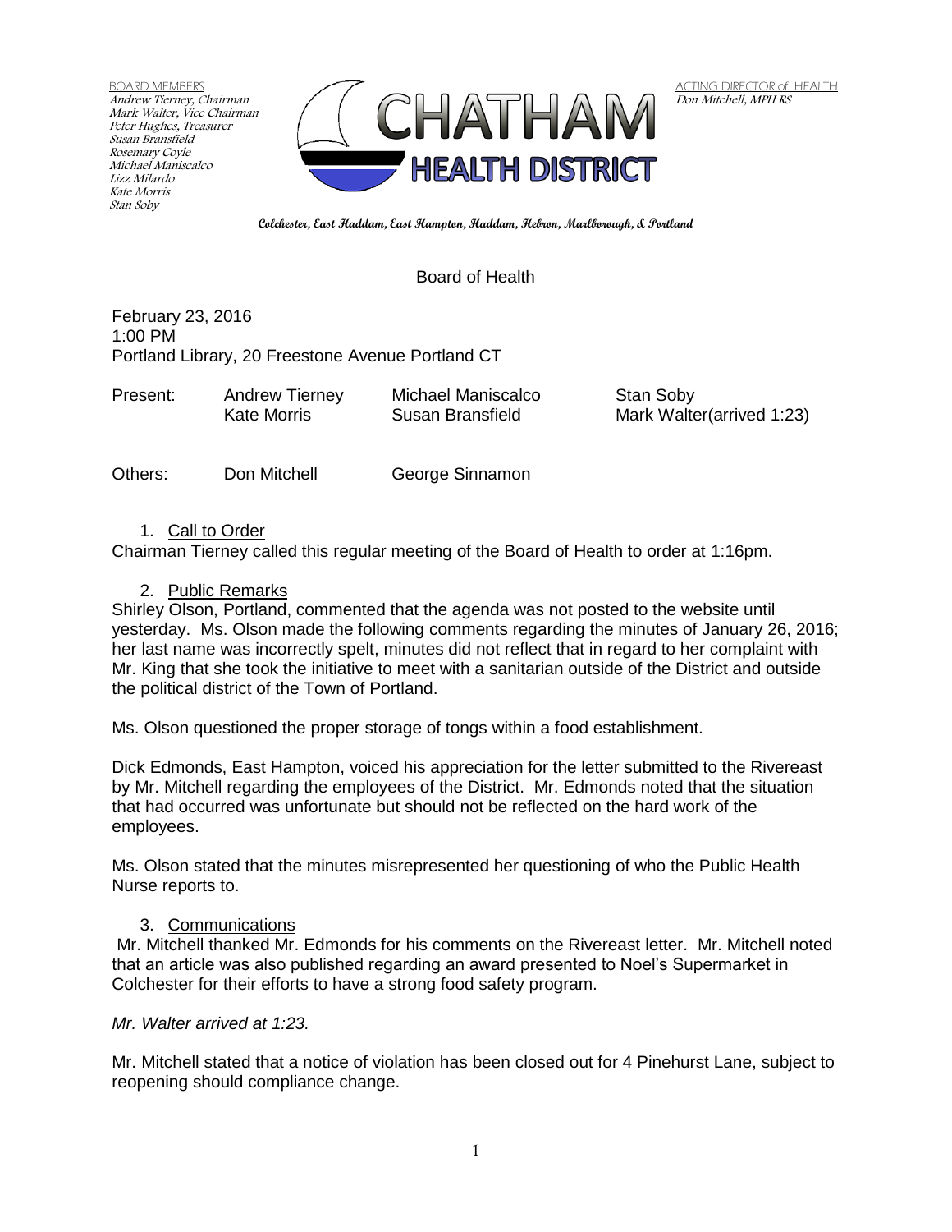BOARD MEMBERS
Andrew Tierney, Chairman
Mark Walter, Vice Chairman
Peter Hughes, Treasurer
Susan Bransfield
Rosemary Coyle
Michael Maniscalco
Lizz Milardo
Kate Morris
Stan Soby

# CHATHAM HEALTH DISTRICT

ACTING DIRECTOR of HEALTH
Don Mitchell, MPH RS

**Colchester, East Haddam, East Hampton, Haddam, Hebron, Marlborough, & Portland**

## Board of Health

February 23, 2016
1:00 PM
Portland Library, 20 Freestone Avenue Portland CT

| Present: | Andrew Tierney | Michael Maniscalco | Stan Soby |
|---|---|---|---|
| | Kate Morris | Susan Bransfield | Mark Walter(arrived 1:23) |

| Others: | Don Mitchell | George Sinnamon |
|---|---|---|

1. Call to Order

Chairman Tierney called this regular meeting of the Board of Health to order at 1:16pm.

2. Public Remarks

Shirley Olson, Portland, commented that the agenda was not posted to the website until yesterday. Ms. Olson made the following comments regarding the minutes of January 26, 2016; her last name was incorrectly spelt, minutes did not reflect that in regard to her complaint with Mr. King that she took the initiative to meet with a sanitarian outside of the District and outside the political district of the Town of Portland.

Ms. Olson questioned the proper storage of tongs within a food establishment.

Dick Edmonds, East Hampton, voiced his appreciation for the letter submitted to the Rivereast by Mr. Mitchell regarding the employees of the District. Mr. Edmonds noted that the situation that had occurred was unfortunate but should not be reflected on the hard work of the employees.

Ms. Olson stated that the minutes misrepresented her questioning of who the Public Health Nurse reports to.

3. Communications

Mr. Mitchell thanked Mr. Edmonds for his comments on the Rivereast letter. Mr. Mitchell noted that an article was also published regarding an award presented to Noel's Supermarket in Colchester for their efforts to have a strong food safety program.

*Mr. Walter arrived at 1:23.*

Mr. Mitchell stated that a notice of violation has been closed out for 4 Pinehurst Lane, subject to reopening should compliance change.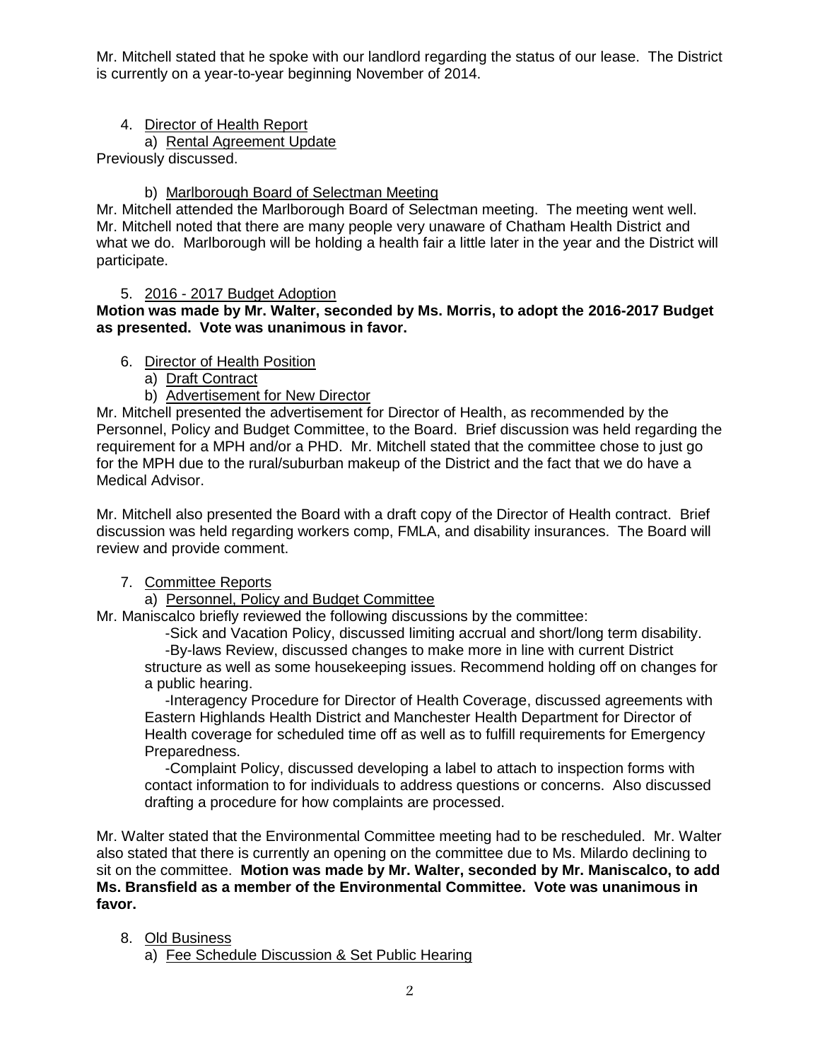Mr. Mitchell stated that he spoke with our landlord regarding the status of our lease. The District is currently on a year-to-year beginning November of 2014.

4. Director of Health Report
   a) Rental Agreement Update

Previously discussed.

   b) Marlborough Board of Selectman Meeting

Mr. Mitchell attended the Marlborough Board of Selectman meeting. The meeting went well. Mr. Mitchell noted that there are many people very unaware of Chatham Health District and what we do. Marlborough will be holding a health fair a little later in the year and the District will participate.

5. 2016 - 2017 Budget Adoption

**Motion was made by Mr. Walter, seconded by Ms. Morris, to adopt the 2016-2017 Budget as presented. Vote was unanimous in favor.**

6. Director of Health Position
   a) Draft Contract
   b) Advertisement for New Director

Mr. Mitchell presented the advertisement for Director of Health, as recommended by the Personnel, Policy and Budget Committee, to the Board. Brief discussion was held regarding the requirement for a MPH and/or a PHD. Mr. Mitchell stated that the committee chose to just go for the MPH due to the rural/suburban makeup of the District and the fact that we do have a Medical Advisor.

Mr. Mitchell also presented the Board with a draft copy of the Director of Health contract. Brief discussion was held regarding workers comp, FMLA, and disability insurances. The Board will review and provide comment.

7. Committee Reports
   a) Personnel, Policy and Budget Committee

Mr. Maniscalco briefly reviewed the following discussions by the committee:

-Sick and Vacation Policy, discussed limiting accrual and short/long term disability.

-By-laws Review, discussed changes to make more in line with current District structure as well as some housekeeping issues. Recommend holding off on changes for a public hearing.

-Interagency Procedure for Director of Health Coverage, discussed agreements with Eastern Highlands Health District and Manchester Health Department for Director of Health coverage for scheduled time off as well as to fulfill requirements for Emergency Preparedness.

-Complaint Policy, discussed developing a label to attach to inspection forms with contact information to for individuals to address questions or concerns. Also discussed drafting a procedure for how complaints are processed.

Mr. Walter stated that the Environmental Committee meeting had to be rescheduled. Mr. Walter also stated that there is currently an opening on the committee due to Ms. Milardo declining to sit on the committee. **Motion was made by Mr. Walter, seconded by Mr. Maniscalco, to add Ms. Bransfield as a member of the Environmental Committee. Vote was unanimous in favor.**

8. Old Business
   a) Fee Schedule Discussion & Set Public Hearing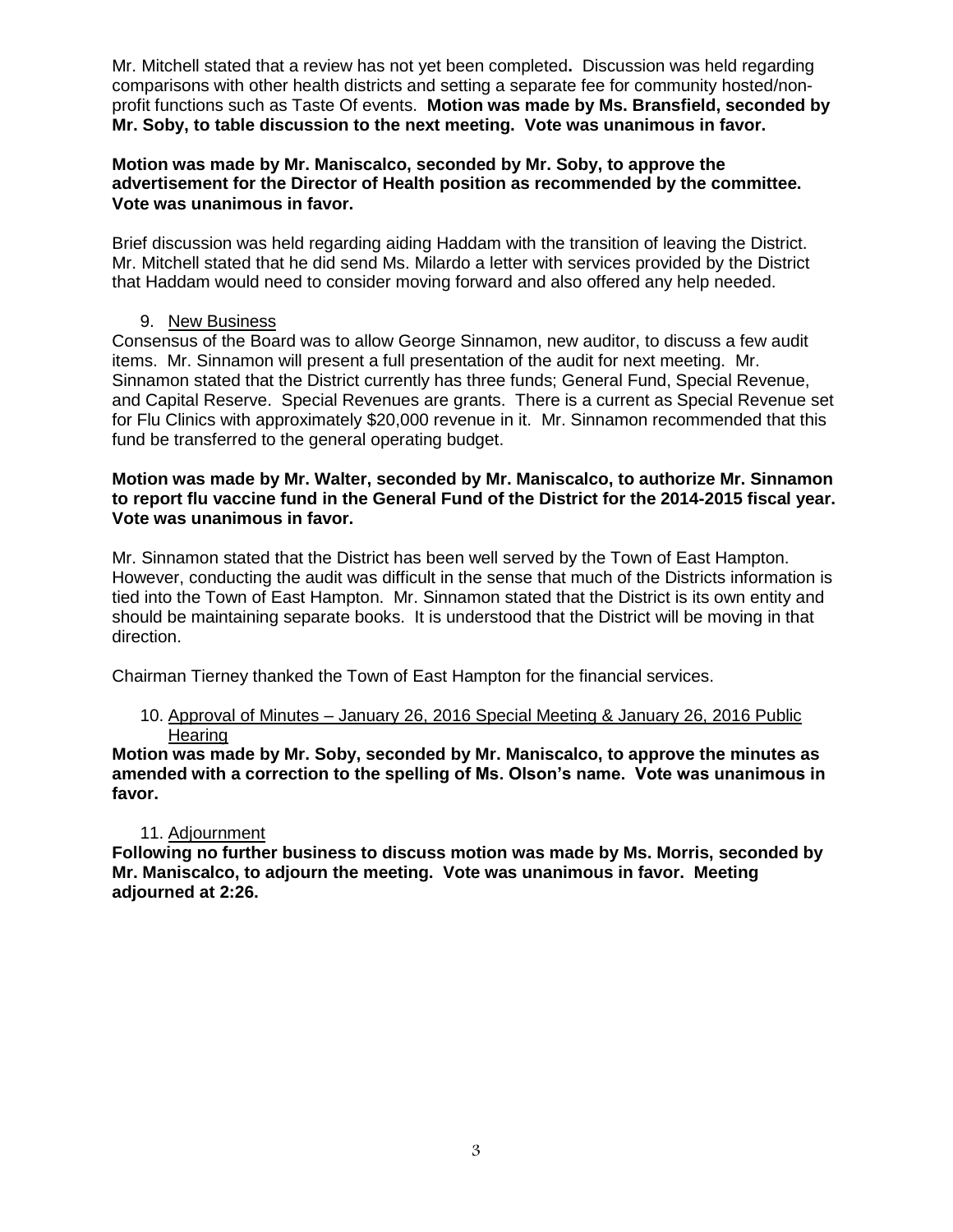Mr. Mitchell stated that a review has not yet been completed**.** Discussion was held regarding comparisons with other health districts and setting a separate fee for community hosted/non-profit functions such as Taste Of events. **Motion was made by Ms. Bransfield, seconded by Mr. Soby, to table discussion to the next meeting. Vote was unanimous in favor.**

**Motion was made by Mr. Maniscalco, seconded by Mr. Soby, to approve the advertisement for the Director of Health position as recommended by the committee. Vote was unanimous in favor.**

Brief discussion was held regarding aiding Haddam with the transition of leaving the District. Mr. Mitchell stated that he did send Ms. Milardo a letter with services provided by the District that Haddam would need to consider moving forward and also offered any help needed.

9. New Business

Consensus of the Board was to allow George Sinnamon, new auditor, to discuss a few audit items. Mr. Sinnamon will present a full presentation of the audit for next meeting. Mr. Sinnamon stated that the District currently has three funds; General Fund, Special Revenue, and Capital Reserve. Special Revenues are grants. There is a current as Special Revenue set for Flu Clinics with approximately $20,000 revenue in it. Mr. Sinnamon recommended that this fund be transferred to the general operating budget.

**Motion was made by Mr. Walter, seconded by Mr. Maniscalco, to authorize Mr. Sinnamon to report flu vaccine fund in the General Fund of the District for the 2014-2015 fiscal year. Vote was unanimous in favor.**

Mr. Sinnamon stated that the District has been well served by the Town of East Hampton. However, conducting the audit was difficult in the sense that much of the Districts information is tied into the Town of East Hampton. Mr. Sinnamon stated that the District is its own entity and should be maintaining separate books. It is understood that the District will be moving in that direction.

Chairman Tierney thanked the Town of East Hampton for the financial services.

10. Approval of Minutes – January 26, 2016 Special Meeting & January 26, 2016 Public Hearing

**Motion was made by Mr. Soby, seconded by Mr. Maniscalco, to approve the minutes as amended with a correction to the spelling of Ms. Olson's name. Vote was unanimous in favor.**

11. Adjournment

**Following no further business to discuss motion was made by Ms. Morris, seconded by Mr. Maniscalco, to adjourn the meeting. Vote was unanimous in favor. Meeting adjourned at 2:26.**